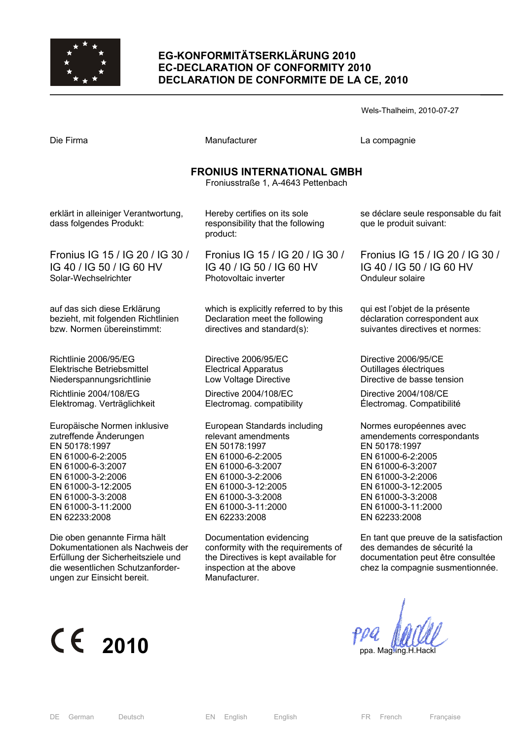# EG-KONFORMITÄTSERKLÄRUNG 2010
# EC-DECLARATION OF CONFORMITY 2010
# DECLARATION DE CONFORMITE DE LA CE, 2010

Wels-Thalheim, 2010-07-27

Die Firma

Manufacturer

La compagnie

**FRONIUS INTERNATIONAL GMBH**

Froniusstraße 1, A-4643 Pettenbach

erklärt in alleiniger Verantwortung, dass folgendes Produkt:

Fronius IG 15 / IG 20 / IG 30 / IG 40 / IG 50 / IG 60 HV
Solar-Wechselrichter

auf das sich diese Erklärung bezieht, mit folgenden Richtlinien bzw. Normen übereinstimmt:

Richtlinie 2006/95/EG
Elektrische Betriebsmittel
Niederspannungsrichtlinie

Richtlinie 2004/108/EG
Elektromag. Verträglichkeit

Europäische Normen inklusive zutreffende Änderungen
EN 50178:1997
EN 61000-6-2:2005
EN 61000-6-3:2007
EN 61000-3-2:2006
EN 61000-3-12:2005
EN 61000-3-3:2008
EN 61000-3-11:2000
EN 62233:2008

Die oben genannte Firma hält Dokumentationen als Nachweis der Erfüllung der Sicherheitsziele und die wesentlichen Schutzanforderungen zur Einsicht bereit.

Hereby certifies on its sole responsibility that the following product:

Fronius IG 15 / IG 20 / IG 30 / IG 40 / IG 50 / IG 60 HV
Photovoltaic inverter

which is explicitly referred to by this Declaration meet the following directives and standard(s):

Directive 2006/95/EC
Electrical Apparatus
Low Voltage Directive

Directive 2004/108/EC
Electromag. compatibility

European Standards including relevant amendments
EN 50178:1997
EN 61000-6-2:2005
EN 61000-6-3:2007
EN 61000-3-2:2006
EN 61000-3-12:2005
EN 61000-3-3:2008
EN 61000-3-11:2000
EN 62233:2008

Documentation evidencing conformity with the requirements of the Directives is kept available for inspection at the above Manufacturer.

se déclare seule responsable du fait que le produit suivant:

Fronius IG 15 / IG 20 / IG 30 / IG 40 / IG 50 / IG 60 HV
Onduleur solaire

qui est l'objet de la présente déclaration correspondent aux suivantes directives et normes:

Directive 2006/95/CE
Outillages électriques
Directive de basse tension

Directive 2004/108/CE
Électromag. Compatibilité

Normes européennes avec amendements correspondants
EN 50178:1997
EN 61000-6-2:2005
EN 61000-6-3:2007
EN 61000-3-2:2006
EN 61000-3-12:2005
EN 61000-3-3:2008
EN 61000-3-11:2000
EN 62233:2008

En tant que preuve de la satisfaction des demandes de sécurité la documentation peut être consultée chez la compagnie susmentionnée.

CE 2010

ppa. Mag.Ing.H.Hackl

DE German Deutsch | EN English English | FR French Française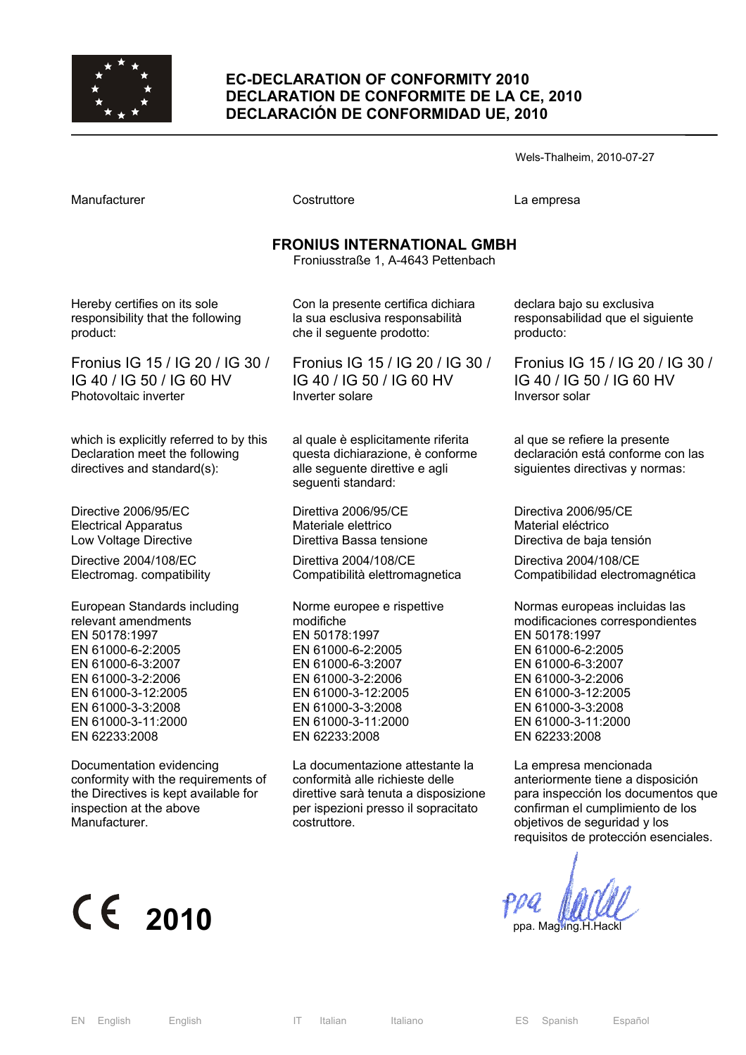# EC-DECLARATION OF CONFORMITY 2010
# DECLARATION DE CONFORMITE DE LA CE, 2010
# DECLARACIÓN DE CONFORMIDAD UE, 2010

Wels-Thalheim, 2010-07-27

Manufacturer

**FRONIUS INTERNATIONAL GMBH**
Froniusstraße 1, A-4643 Pettenbach

Hereby certifies on its sole responsibility that the following product:

Fronius IG 15 / IG 20 / IG 30 / IG 40 / IG 50 / IG 60 HV
Photovoltaic inverter

which is explicitly referred to by this Declaration meet the following directives and standard(s):

Directive 2006/95/EC
Electrical Apparatus
Low Voltage Directive

Directive 2004/108/EC
Electromag. compatibility

European Standards including relevant amendments
EN 50178:1997
EN 61000-6-2:2005
EN 61000-6-3:2007
EN 61000-3-2:2006
EN 61000-3-12:2005
EN 61000-3-3:2008
EN 61000-3-11:2000
EN 62233:2008

Documentation evidencing conformity with the requirements of the Directives is kept available for inspection at the above Manufacturer.

---

Costruttore

**FRONIUS INTERNATIONAL GMBH**
Froniusstraße 1, A-4643 Pettenbach

Con la presente certifica dichiara la sua esclusiva responsabilità che il seguente prodotto:

Fronius IG 15 / IG 20 / IG 30 / IG 40 / IG 50 / IG 60 HV
Inverter solare

al quale è esplicitamente riferita questa dichiarazione, è conforme alle seguente direttive e agli seguenti standard:

Direttiva 2006/95/CE
Materiale elettrico
Direttiva Bassa tensione

Direttiva 2004/108/CE
Compatibilità elettromagnetica

Norme europee e rispettive modifiche
EN 50178:1997
EN 61000-6-2:2005
EN 61000-6-3:2007
EN 61000-3-2:2006
EN 61000-3-12:2005
EN 61000-3-3:2008
EN 61000-3-11:2000
EN 62233:2008

La documentazione attestante la conformità alle richieste delle direttive sarà tenuta a disposizione per ispezioni presso il sopracitato costruttore.

---

La empresa

**FRONIUS INTERNATIONAL GMBH**
Froniusstraße 1, A-4643 Pettenbach

declara bajo su exclusiva responsabilidad que el siguiente producto:

Fronius IG 15 / IG 20 / IG 30 / IG 40 / IG 50 / IG 60 HV
Inversor solar

al que se refiere la presente declaración está conforme con las siguientes directivas y normas:

Directiva 2006/95/CE
Material eléctrico
Directiva de baja tensión

Directiva 2004/108/CE
Compatibilidad electromagnética

Normas europeas incluidas las modificaciones correspondientes
EN 50178:1997
EN 61000-6-2:2005
EN 61000-6-3:2007
EN 61000-3-2:2006
EN 61000-3-12:2005
EN 61000-3-3:2008
EN 61000-3-11:2000
EN 62233:2008

La empresa mencionada anteriormente tiene a disposición para inspección los documentos que confirman el cumplimiento de los objetivos de seguridad y los requisitos de protección esenciales.

---

CE **2010**

ppa. Mag.Ing.H.Hackl

EN English English — IT Italian Italiano — ES Spanish Español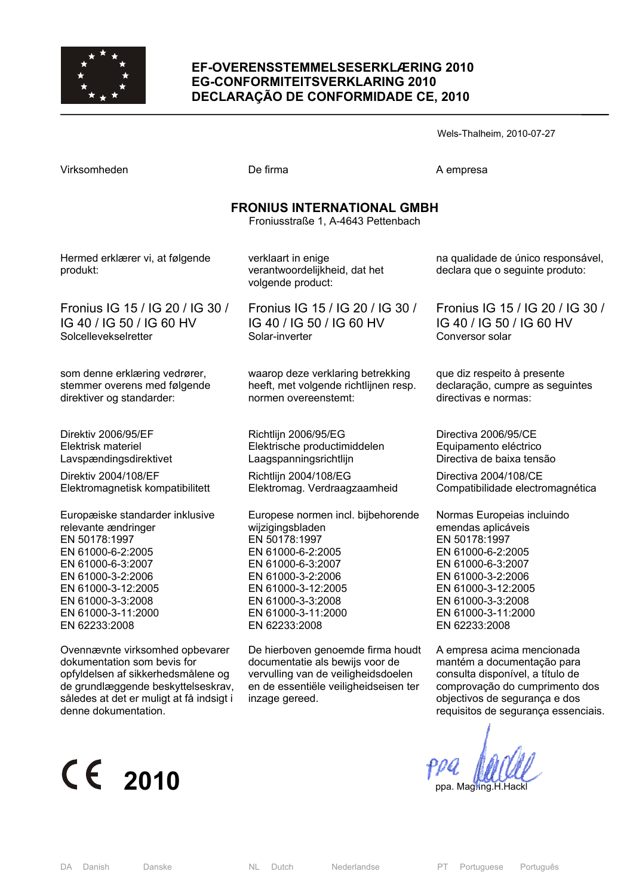# EF-OVERENSSTEMMELSESERKLÆRING 2010
# EG-CONFORMITEITSVERKLARING 2010
# DECLARAÇÃO DE CONFORMIDADE CE, 2010

Wels-Thalheim, 2010-07-27

Virksomheden

De firma

A empresa

**FRONIUS INTERNATIONAL GMBH**
Froniusstraße 1, A-4643 Pettenbach

Hermed erklærer vi, at følgende produkt:

Fronius IG 15 / IG 20 / IG 30 / IG 40 / IG 50 / IG 60 HV
Solcellevekselretter

som denne erklæring vedrører, stemmer overens med følgende direktiver og standarder:

Direktiv 2006/95/EF
Elektrisk materiel
Lavspændingsdirektivet

Direktiv 2004/108/EF
Elektromagnetisk kompatibilitett

Europæiske standarder inklusive relevante ændringer
EN 50178:1997
EN 61000-6-2:2005
EN 61000-6-3:2007
EN 61000-3-2:2006
EN 61000-3-12:2005
EN 61000-3-3:2008
EN 61000-3-11:2000
EN 62233:2008

Ovennævnte virksomhed opbevarer dokumentation som bevis for opfyldelsen af sikkerhedsmålene og de grundlæggende beskyttelseskrav, således at det er muligt at få indsigt i denne dokumentation.

verklaart in enige verantwoordelijkheid, dat het volgende product:

Fronius IG 15 / IG 20 / IG 30 / IG 40 / IG 50 / IG 60 HV
Solar-inverter

waarop deze verklaring betrekking heeft, met volgende richtlijnen resp. normen overeenstemt:

Richtlijn 2006/95/EG
Elektrische productimiddelen
Laagspanningsrichtlijn

Richtlijn 2004/108/EG
Elektromag. Verdraagzaamheid

Europese normen incl. bijbehorende wijzigingsbladen
EN 50178:1997
EN 61000-6-2:2005
EN 61000-6-3:2007
EN 61000-3-2:2006
EN 61000-3-12:2005
EN 61000-3-3:2008
EN 61000-3-11:2000
EN 62233:2008

De hierboven genoemde firma houdt documentatie als bewijs voor de vervulling van de veiligheidsdoelen en de essentiële veiligheidseisen ter inzage gereed.

na qualidade de único responsável, declara que o seguinte produto:

Fronius IG 15 / IG 20 / IG 30 / IG 40 / IG 50 / IG 60 HV
Conversor solar

que diz respeito à presente declaração, cumpre as seguintes directivas e normas:

Directiva 2006/95/CE
Equipamento eléctrico
Directiva de baixa tensão

Directiva 2004/108/CE
Compatibilidade electromagnética

Normas Europeias incluindo emendas aplicáveis
EN 50178:1997
EN 61000-6-2:2005
EN 61000-6-3:2007
EN 61000-3-2:2006
EN 61000-3-12:2005
EN 61000-3-3:2008
EN 61000-3-11:2000
EN 62233:2008

A empresa acima mencionada mantém a documentação para consulta disponível, a título de comprovação do cumprimento dos objectivos de segurança e dos requisitos de segurança essenciais.

CE **2010**

ppa. Mag.Ing.H.Hackl

DA Danish Danske · NL Dutch Nederlandse · PT Portuguese Português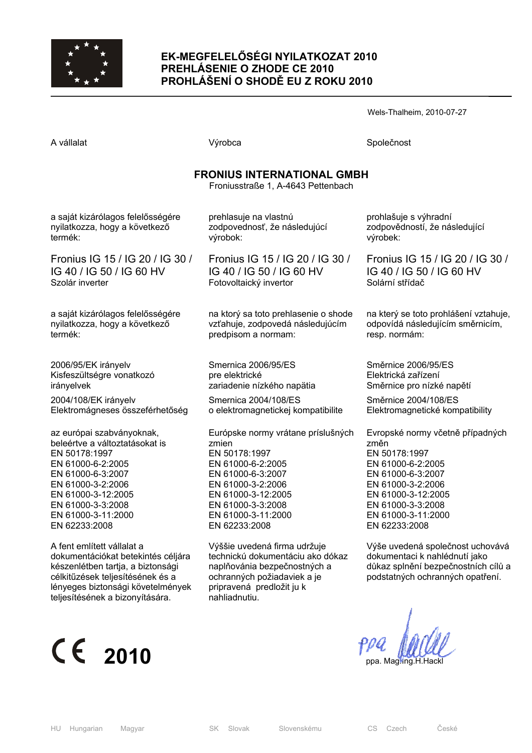# EK-MEGFELELŐSÉGI NYILATKOZAT 2010
# PREHLÁSENIE O ZHODE CE 2010
# PROHLÁŠENÍ O SHODĚ EU Z ROKU 2010

Wels-Thalheim, 2010-07-27

A vállalat

Výrobca

Společnost

**FRONIUS INTERNATIONAL GMBH**

Froniusstraße 1, A-4643 Pettenbach

a saját kizárólagos felelősségére nyilatkozza, hogy a következő termék:

Fronius IG 15 / IG 20 / IG 30 / IG 40 / IG 50 / IG 60 HV
Szolár inverter

a saját kizárólagos felelősségére nyilatkozza, hogy a következő termék:

2006/95/EK irányelv
Kisfeszültségre vonatkozó irányelvek

2004/108/EK irányelv
Elektromágneses összeférhetőség

az európai szabványoknak, beleértve a változtatásokat is
EN 50178:1997
EN 61000-6-2:2005
EN 61000-6-3:2007
EN 61000-3-2:2006
EN 61000-3-12:2005
EN 61000-3-3:2008
EN 61000-3-11:2000
EN 62233:2008

A fent említett vállalat a dokumentációkat betekintés céljára készenlétben tartja, a biztonsági célkitűzések teljesítésének és a lényeges biztonsági követelmények teljesítésének a bizonyítására.

prehlasuje na vlastnú zodpovednosť, že následujúci výrobok:

Fronius IG 15 / IG 20 / IG 30 / IG 40 / IG 50 / IG 60 HV
Fotovoltaický invertor

na ktorý sa toto prehlasenie o shode vzťahuje, zodpovedá následujúcím predpisom a normam:

Smernica 2006/95/ES
pre elektrické zariadenie nízkeho napätia

Smernica 2004/108/ES
o elektromagnetickej kompatibilite

Európske normy vrátane príslušných zmien
EN 50178:1997
EN 61000-6-2:2005
EN 61000-6-3:2007
EN 61000-3-2:2006
EN 61000-3-12:2005
EN 61000-3-3:2008
EN 61000-3-11:2000
EN 62233:2008

Výššie uvedená firma udržuje technickú dokumentáciu ako dókaz naplňovania bezpečnostných a ochranných požiadaviek a je pripravená predložit ju k nahliadnutiu.

prohlašuje s výhradní zodpovědností, že následující výrobek:

Fronius IG 15 / IG 20 / IG 30 / IG 40 / IG 50 / IG 60 HV
Solární střídač

na který se toto prohlášení vztahuje, odpovídá následujícím směrnicím, resp. normám:

Směrnice 2006/95/ES
Elektrická zařízení
Směrnice pro nízké napětí

Směrnice 2004/108/ES
Elektromagnetické kompatibility

Evropské normy včetně případných změn
EN 50178:1997
EN 61000-6-2:2005
EN 61000-6-3:2007
EN 61000-3-2:2006
EN 61000-3-12:2005
EN 61000-3-3:2008
EN 61000-3-11:2000
EN 62233:2008

Výše uvedená společnost uchovává dokumentaci k nahlédnutí jako důkaz splnění bezpečnostních cílů a podstatných ochranných opatření.

CE 2010

ppa. Mag.Ing.H.Hackl

HU Hungarian Magyar | SK Slovak Slovenskému | CS Czech České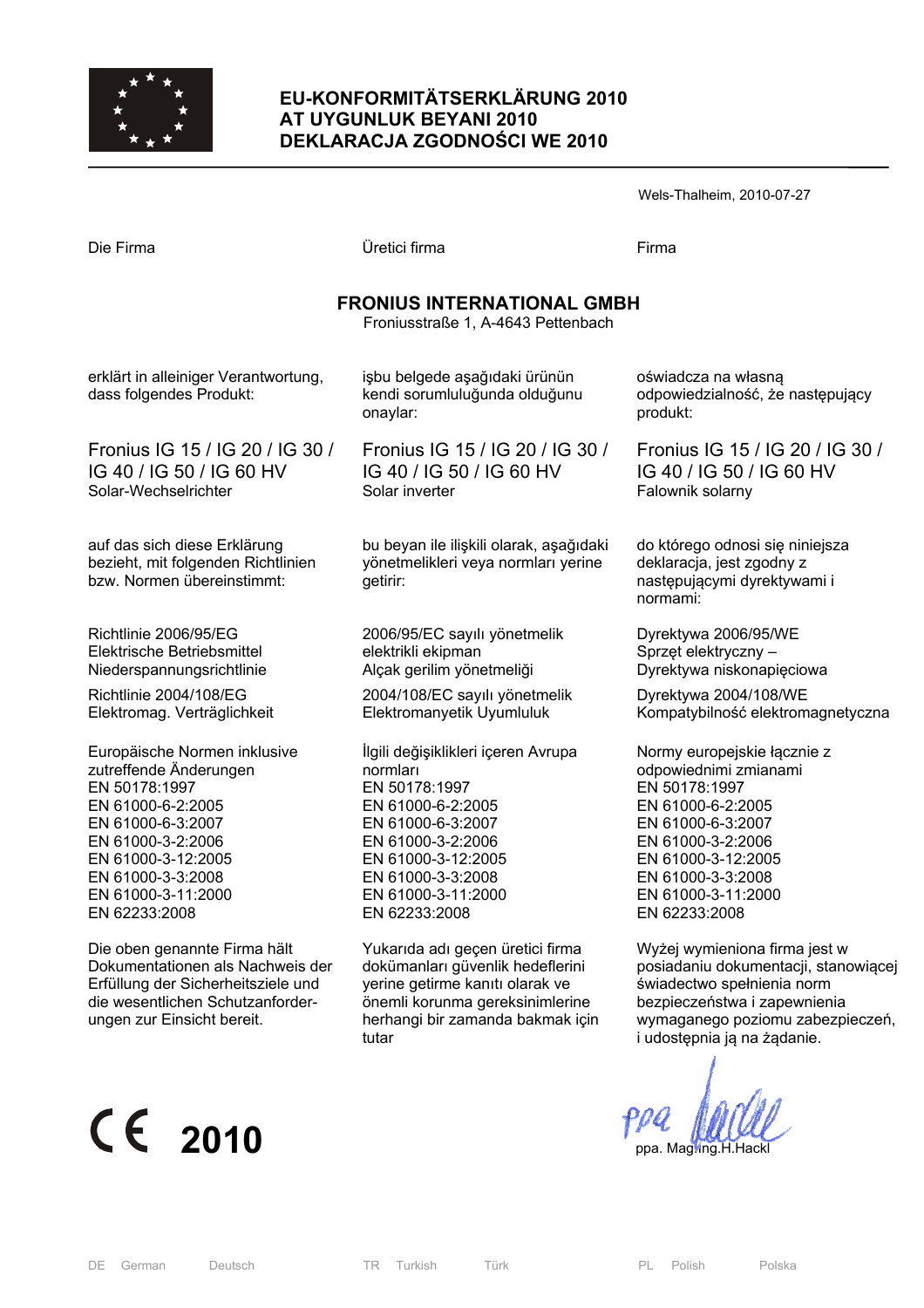# EU-KONFORMITÄTSERKLÄRUNG 2010
# AT UYGUNLUK BEYANI 2010
# DEKLARACJA ZGODNOŚCI WE 2010

Wels-Thalheim, 2010-07-27

Die Firma

**FRONIUS INTERNATIONAL GMBH**
Froniusstraße 1, A-4643 Pettenbach

erklärt in alleiniger Verantwortung, dass folgendes Produkt:

Fronius IG 15 / IG 20 / IG 30 / IG 40 / IG 50 / IG 60 HV
Solar-Wechselrichter

auf das sich diese Erklärung bezieht, mit folgenden Richtlinien bzw. Normen übereinstimmt:

Richtlinie 2006/95/EG
Elektrische Betriebsmittel
Niederspannungsrichtlinie

Richtlinie 2004/108/EG
Elektromag. Verträglichkeit

Europäische Normen inklusive zutreffende Änderungen
EN 50178:1997
EN 61000-6-2:2005
EN 61000-6-3:2007
EN 61000-3-2:2006
EN 61000-3-12:2005
EN 61000-3-3:2008
EN 61000-3-11:2000
EN 62233:2008

Die oben genannte Firma hält Dokumentationen als Nachweis der Erfüllung der Sicherheitsziele und die wesentlichen Schutzanforderungen zur Einsicht bereit.

Üretici firma

**FRONIUS INTERNATIONAL GMBH**
Froniusstraße 1, A-4643 Pettenbach

işbu belgede aşağıdaki ürünün kendi sorumluluğunda olduğunu onaylar:

Fronius IG 15 / IG 20 / IG 30 / IG 40 / IG 50 / IG 60 HV
Solar inverter

bu beyan ile ilişkili olarak, aşağıdaki yönetmelikleri veya normları yerine getirir:

2006/95/EC sayılı yönetmelik
elektrikli ekipman
Alçak gerilim yönetmeliği

2004/108/EC sayılı yönetmelik
Elektromanyetik Uyumluluk

İlgili değişiklikleri içeren Avrupa normları
EN 50178:1997
EN 61000-6-2:2005
EN 61000-6-3:2007
EN 61000-3-2:2006
EN 61000-3-12:2005
EN 61000-3-3:2008
EN 61000-3-11:2000
EN 62233:2008

Yukarıda adı geçen üretici firma dokümanları güvenlik hedeflerini yerine getirme kanıtı olarak ve önemli korunma gereksinimlerine herhangi bir zamanda bakmak için tutar

Firma

**FRONIUS INTERNATIONAL GMBH**
Froniusstraße 1, A-4643 Pettenbach

oświadcza na własną odpowiedzialność, że następujący produkt:

Fronius IG 15 / IG 20 / IG 30 / IG 40 / IG 50 / IG 60 HV
Falownik solarny

do którego odnosi się niniejsza deklaracja, jest zgodny z następującymi dyrektywami i normami:

Dyrektywa 2006/95/WE
Sprzęt elektryczny –
Dyrektywa niskonapięciowa

Dyrektywa 2004/108/WE
Kompatybilność elektromagnetyczna

Normy europejskie łącznie z odpowiednimi zmianami
EN 50178:1997
EN 61000-6-2:2005
EN 61000-6-3:2007
EN 61000-3-2:2006
EN 61000-3-12:2005
EN 61000-3-3:2008
EN 61000-3-11:2000
EN 62233:2008

Wyżej wymieniona firma jest w posiadaniu dokumentacji, stanowiącej świadectwo spełnienia norm bezpieczeństwa i zapewnienia wymaganego poziomu zabezpieczeń, i udostępnia ją na żądanie.

CE 2010

ppa. Mag.Ing.H.Hackl

DE German Deutsch | TR Turkish Türk | PL Polish Polska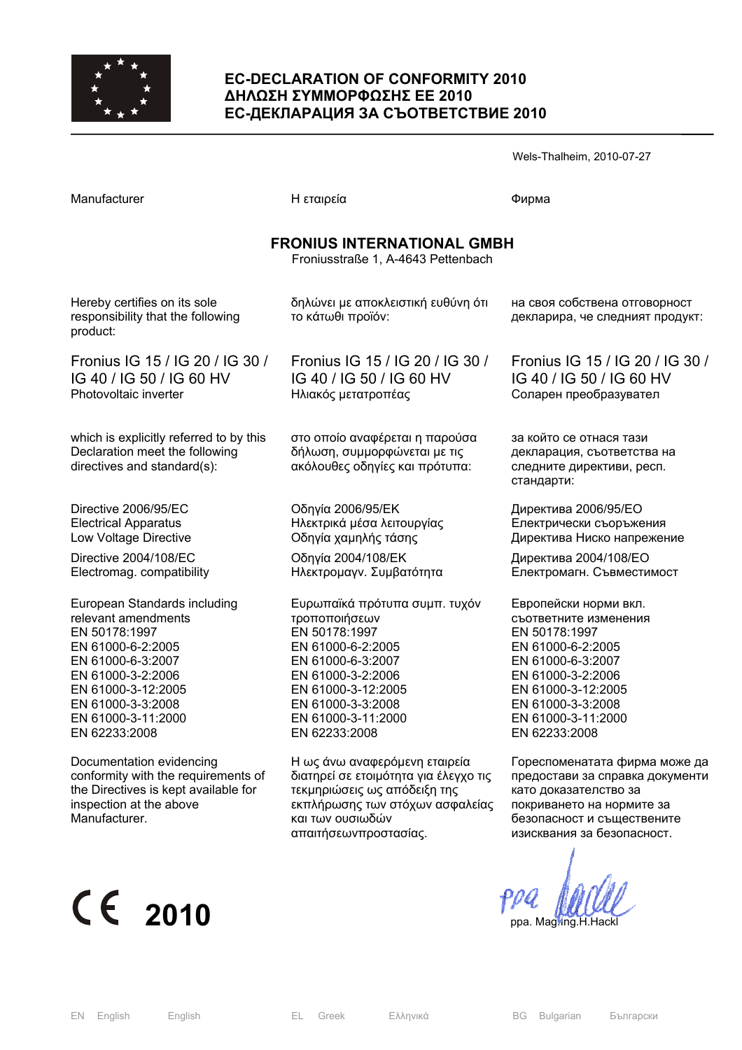# EC-DECLARATION OF CONFORMITY 2010
# ΔΗΛΩΣΗ ΣΥΜΜΟΡΦΩΣΗΣ ΕΕ 2010
# ЕС-ДЕКЛАРАЦИЯ ЗА СЪОТВЕТСТВИЕ 2010

Wels-Thalheim, 2010-07-27

| | | |
|---|---|---|
| Manufacturer | Η εταιρεία | Фирма |

**FRONIUS INTERNATIONAL GMBH**
Froniusstraße 1, A-4643 Pettenbach

| | | |
|---|---|---|
| Hereby certifies on its sole responsibility that the following product: | δηλώνει με αποκλειστική ευθύνη ότι το κάτωθι προϊόν: | на своя собствена отговорност декларира, че следният продукт: |
| Fronius IG 15 / IG 20 / IG 30 / IG 40 / IG 50 / IG 60 HV<br>Photovoltaic inverter | Fronius IG 15 / IG 20 / IG 30 / IG 40 / IG 50 / IG 60 HV<br>Ηλιακός μετατροπέας | Fronius IG 15 / IG 20 / IG 30 / IG 40 / IG 50 / IG 60 HV<br>Соларен преобразувател |
| which is explicitly referred to by this Declaration meet the following directives and standard(s): | στο οποίο αναφέρεται η παρούσα δήλωση, συμμορφώνεται με τις ακόλουθες οδηγίες και πρότυπα: | за който се отнася тази декларация, съответства на следните директиви, респ. стандарти: |
| Directive 2006/95/EC<br>Electrical Apparatus<br>Low Voltage Directive | Οδηγία 2006/95/ΕΚ<br>Ηλεκτρικά μέσα λειτουργίας<br>Οδηγία χαμηλής τάσης | Директива 2006/95/ЕО<br>Електрически съоръжения<br>Директива Ниско напрежение |
| Directive 2004/108/EC<br>Electromag. compatibility | Οδηγία 2004/108/ΕΚ<br>Ηλεκτρομαγν. Συμβατότητα | Директива 2004/108/ЕО<br>Електромагн. Съвместимост |
| European Standards including relevant amendments<br>EN 50178:1997<br>EN 61000-6-2:2005<br>EN 61000-6-3:2007<br>EN 61000-3-2:2006<br>EN 61000-3-12:2005<br>EN 61000-3-3:2008<br>EN 61000-3-11:2000<br>EN 62233:2008 | Ευρωπαϊκά πρότυπα συμπ. τυχόν τροποποιήσεων<br>EN 50178:1997<br>EN 61000-6-2:2005<br>EN 61000-6-3:2007<br>EN 61000-3-2:2006<br>EN 61000-3-12:2005<br>EN 61000-3-3:2008<br>EN 61000-3-11:2000<br>EN 62233:2008 | Европейски норми вкл. съответните изменения<br>EN 50178:1997<br>EN 61000-6-2:2005<br>EN 61000-6-3:2007<br>EN 61000-3-2:2006<br>EN 61000-3-12:2005<br>EN 61000-3-3:2008<br>EN 61000-3-11:2000<br>EN 62233:2008 |
| Documentation evidencing conformity with the requirements of the Directives is kept available for inspection at the above Manufacturer. | Η ως άνω αναφερόμενη εταιρεία διατηρεί σε ετοιμότητα για έλεγχο τις τεκμηριώσεις ως απόδειξη της εκπλήρωσης των στόχων ασφαλείας και των ουσιωδών απαιτήσεωνπροστασίας. | Гореспоменатата фирма може да предостави за справка документи като доказателство за покриването на нормите за безопасност и съществените изисквания за безопасност. |

CE 2010

ppa. Mag. Ing.H.Hackl

EN English English — EL Greek Ελληνικά — BG Bulgarian Български